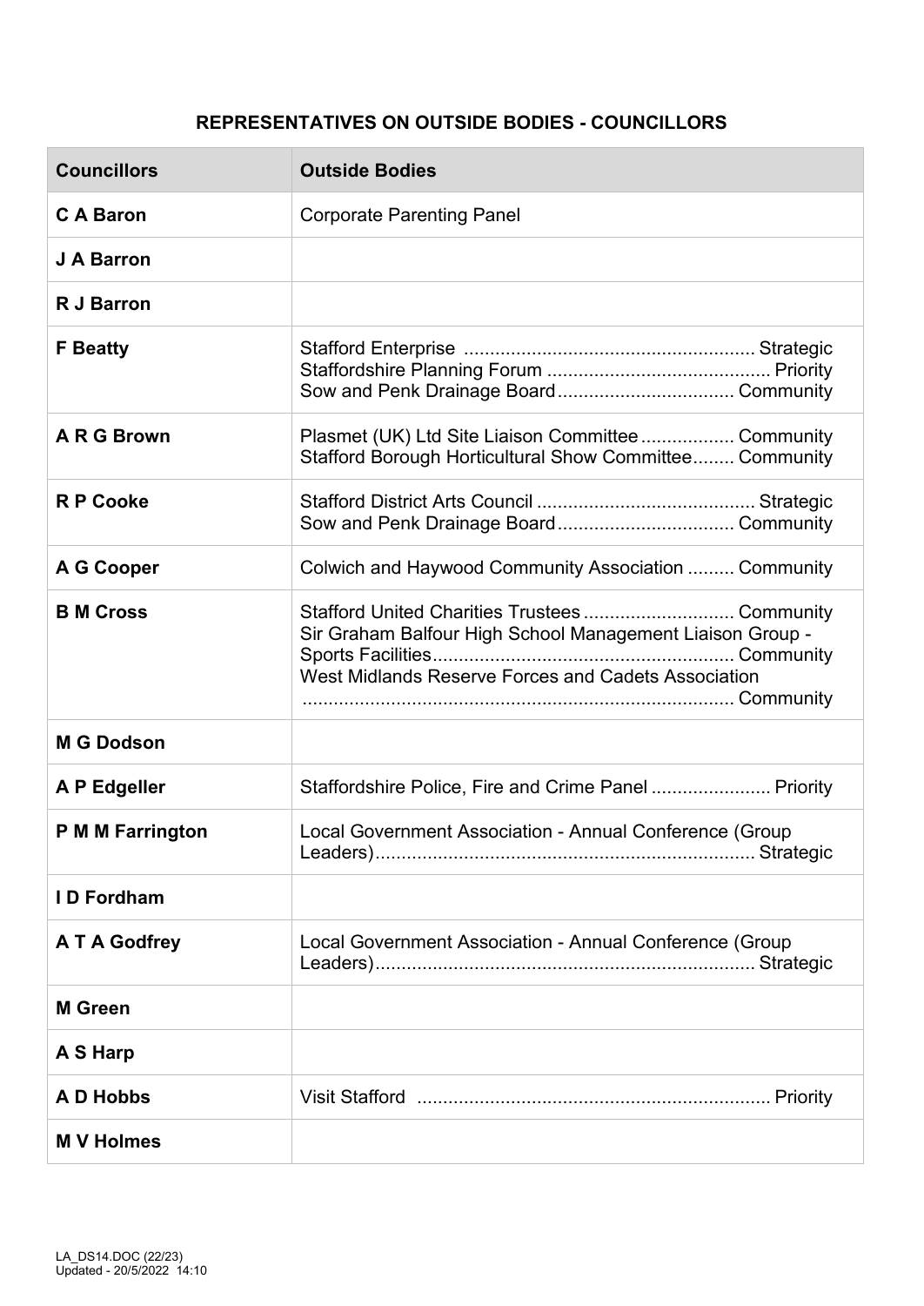## REPRESENTATIVES ON OUTSIDE BODIES - COUNCILLORS

| Councillors | Outside Bodies |
|---|---|
| **C A Baron** | Corporate Parenting Panel |
| **J A Barron** | |
| **R J Barron** | |
| **F Beatty** | Stafford Enterprise ........................................................ Strategic<br>Staffordshire Planning Forum ........................................... Priority<br>Sow and Penk Drainage Board.................................. Community |
| **A R G Brown** | Plasmet (UK) Ltd Site Liaison Committee .................. Community<br>Stafford Borough Horticultural Show Committee........ Community |
| **R P Cooke** | Stafford District Arts Council .......................................... Strategic<br>Sow and Penk Drainage Board.................................. Community |
| **A G Cooper** | Colwich and Haywood Community Association ......... Community |
| **B M Cross** | Stafford United Charities Trustees ............................. Community<br>Sir Graham Balfour High School Management Liaison Group - Sports Facilities......................................................... Community<br>West Midlands Reserve Forces and Cadets Association .................................................................................. Community |
| **M G Dodson** | |
| **A P Edgeller** | Staffordshire Police, Fire and Crime Panel ....................... Priority |
| **P M M Farrington** | Local Government Association - Annual Conference (Group Leaders)........................................................................ Strategic |
| **I D Fordham** | |
| **A T A Godfrey** | Local Government Association - Annual Conference (Group Leaders)........................................................................ Strategic |
| **M Green** | |
| **A S Harp** | |
| **A D Hobbs** | Visit Stafford .................................................................... Priority |
| **M V Holmes** | |

LA_DS14.DOC (22/23)
Updated - 20/5/2022 14:10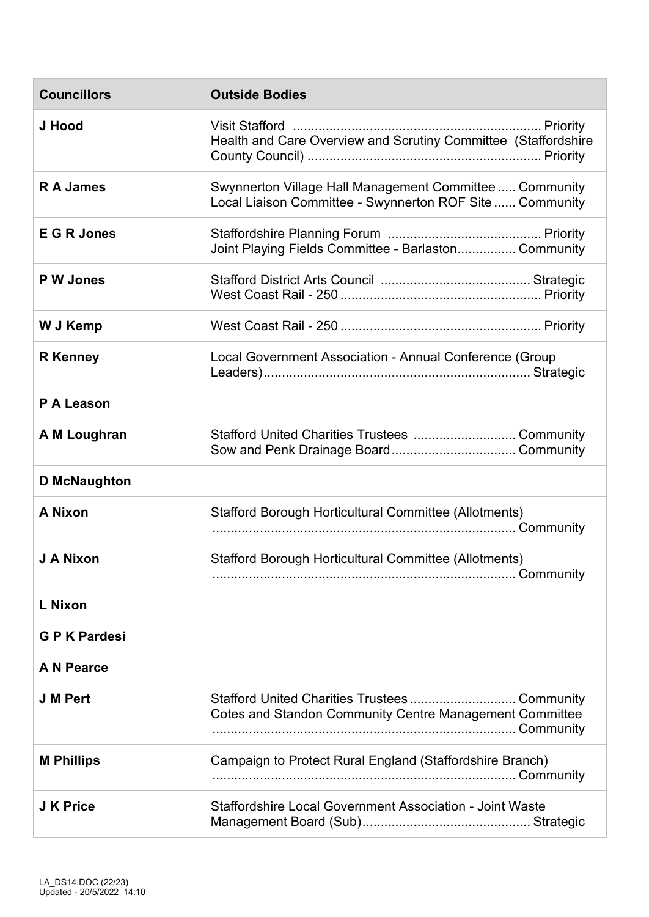| Councillors | Outside Bodies |
| --- | --- |
| **J Hood** | Visit Stafford ................................................................... Priority<br>Health and Care Overview and Scrutiny Committee (Staffordshire County Council) ............................................................... Priority |
| **R A James** | Swynnerton Village Hall Management Committee ..... Community<br>Local Liaison Committee - Swynnerton ROF Site ...... Community |
| **E G R Jones** | Staffordshire Planning Forum .......................................... Priority<br>Joint Playing Fields Committee - Barlaston................ Community |
| **P W Jones** | Stafford District Arts Council ......................................... Strategic<br>West Coast Rail - 250 ...................................................... Priority |
| **W J Kemp** | West Coast Rail - 250 ...................................................... Priority |
| **R Kenney** | Local Government Association - Annual Conference (Group Leaders)........................................................................ Strategic |
| **P A Leason** | |
| **A M Loughran** | Stafford United Charities Trustees ............................ Community<br>Sow and Penk Drainage Board.................................. Community |
| **D McNaughton** | |
| **A Nixon** | Stafford Borough Horticultural Committee (Allotments) .................................................................................. Community |
| **J A Nixon** | Stafford Borough Horticultural Committee (Allotments) .................................................................................. Community |
| **L Nixon** | |
| **G P K Pardesi** | |
| **A N Pearce** | |
| **J M Pert** | Stafford United Charities Trustees ............................. Community<br>Cotes and Standon Community Centre Management Committee .................................................................................. Community |
| **M Phillips** | Campaign to Protect Rural England (Staffordshire Branch) .................................................................................. Community |
| **J K Price** | Staffordshire Local Government Association - Joint Waste Management Board (Sub).............................................. Strategic |

LA_DS14.DOC (22/23)
Updated - 20/5/2022 14:10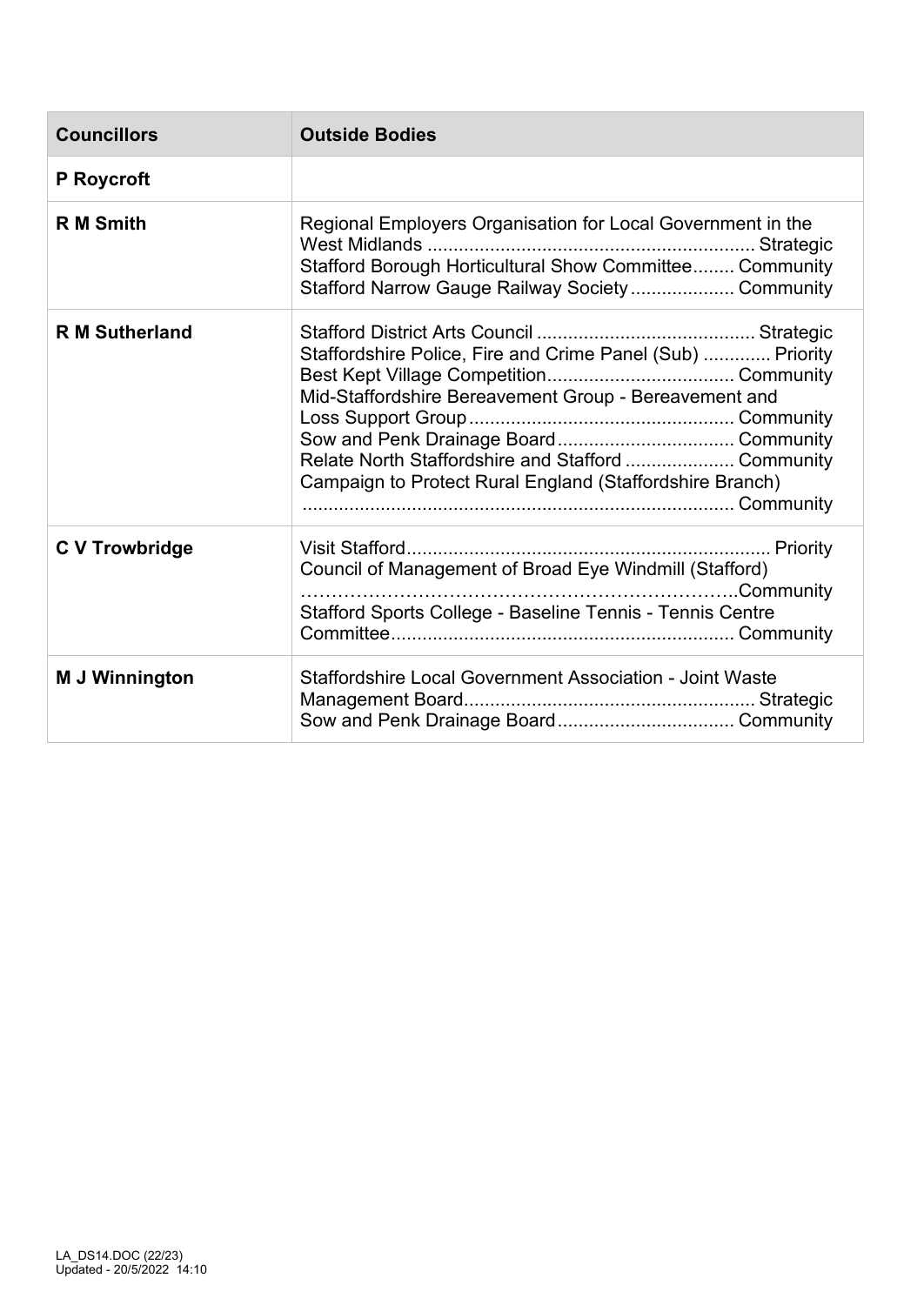| Councillors | Outside Bodies |
|---|---|
| **P Roycroft** | |
| **R M Smith** | Regional Employers Organisation for Local Government in the West Midlands ............................................................... Strategic<br>Stafford Borough Horticultural Show Committee........ Community<br>Stafford Narrow Gauge Railway Society .................... Community |
| **R M Sutherland** | Stafford District Arts Council .......................................... Strategic<br>Staffordshire Police, Fire and Crime Panel (Sub) ............. Priority<br>Best Kept Village Competition.................................... Community<br>Mid-Staffordshire Bereavement Group - Bereavement and Loss Support Group .................................................. Community<br>Sow and Penk Drainage Board .................................. Community<br>Relate North Staffordshire and Stafford ..................... Community<br>Campaign to Protect Rural England (Staffordshire Branch) .................................................................................. Community |
| **C V Trowbridge** | Visit Stafford...................................................................... Priority<br>Council of Management of Broad Eye Windmill (Stafford) ……………………………………………………………..Community<br>Stafford Sports College - Baseline Tennis - Tennis Centre Committee................................................................. Community |
| **M J Winnington** | Staffordshire Local Government Association - Joint Waste Management Board........................................................ Strategic<br>Sow and Penk Drainage Board .................................. Community |

LA_DS14.DOC (22/23)
Updated - 20/5/2022 14:10